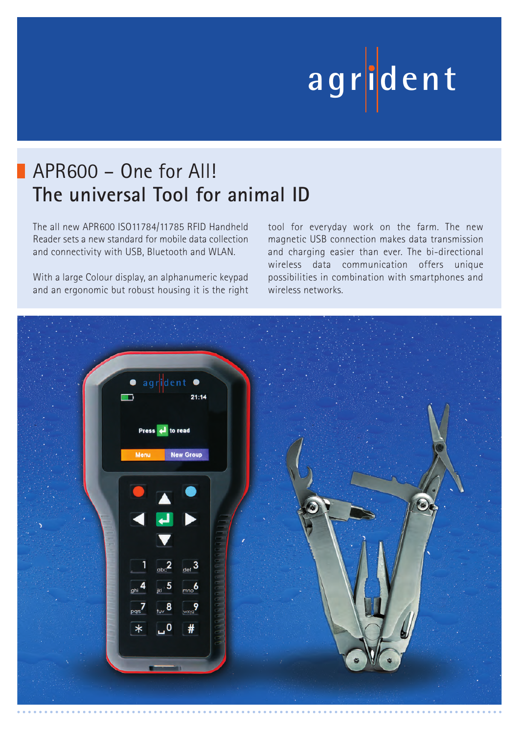agrident

# APR600 – One for All!
## The universal Tool for animal ID

The all new APR600 ISO11784/11785 RFID Handheld Reader sets a new standard for mobile data collection and connectivity with USB, Bluetooth and WLAN.

With a large Colour display, an alphanumeric keypad and an ergonomic but robust housing it is the right tool for everyday work on the farm. The new magnetic USB connection makes data transmission and charging easier than ever. The bi-directional wireless data communication offers unique possibilities in combination with smartphones and wireless networks.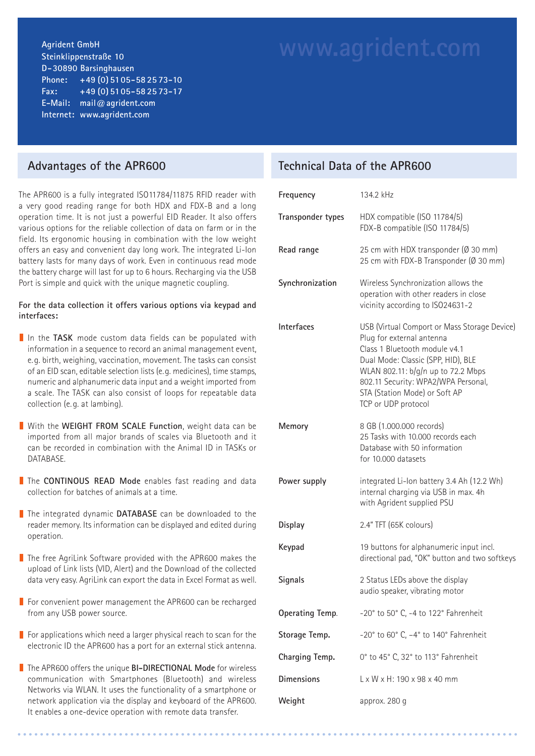Agrident GmbH
Steinklippenstraße 10
D-30890 Barsinghausen
Phone: +49 (0) 51 05-58 25 73-10
Fax: +49 (0) 51 05-58 25 73-17
E-Mail: mail@agrident.com
Internet: www.agrident.com

www.agrident.com

## Advantages of the APR600

The APR600 is a fully integrated ISO11784/11875 RFID reader with a very good reading range for both HDX and FDX-B and a long operation time. It is not just a powerful EID Reader. It also offers various options for the reliable collection of data on farm or in the field. Its ergonomic housing in combination with the low weight offers an easy and convenient day long work. The integrated Li-Ion battery lasts for many days of work. Even in continuous read mode the battery charge will last for up to 6 hours. Recharging via the USB Port is simple and quick with the unique magnetic coupling.

**For the data collection it offers various options via keypad and interfaces:**

- In the **TASK** mode custom data fields can be populated with information in a sequence to record an animal management event, e.g. birth, weighing, vaccination, movement. The tasks can consist of an EID scan, editable selection lists (e.g. medicines), time stamps, numeric and alphanumeric data input and a weight imported from a scale. The TASK can also consist of loops for repeatable data collection (e.g. at lambing).
- With the **WEIGHT FROM SCALE Function**, weight data can be imported from all major brands of scales via Bluetooth and it can be recorded in combination with the Animal ID in TASKs or DATABASE.
- The **CONTINOUS READ Mode** enables fast reading and data collection for batches of animals at a time.
- The integrated dynamic **DATABASE** can be downloaded to the reader memory. Its information can be displayed and edited during operation.
- The free AgriLink Software provided with the APR600 makes the upload of Link lists (VID, Alert) and the Download of the collected data very easy. AgriLink can export the data in Excel Format as well.
- For convenient power management the APR600 can be recharged from any USB power source.
- For applications which need a larger physical reach to scan for the electronic ID the APR600 has a port for an external stick antenna.
- The APR600 offers the unique **BI-DIRECTIONAL Mode** for wireless communication with Smartphones (Bluetooth) and wireless Networks via WLAN. It uses the functionality of a smartphone or network application via the display and keyboard of the APR600. It enables a one-device operation with remote data transfer.

## Technical Data of the APR600

| | |
|---|---|
| Frequency | 134.2 kHz |
| Transponder types | HDX compatible (ISO 11784/5)<br>FDX-B compatible (ISO 11784/5) |
| Read range | 25 cm with HDX transponder (Ø 30 mm)<br>25 cm with FDX-B Transponder (Ø 30 mm) |
| Synchronization | Wireless Synchronization allows the operation with other readers in close vicinity according to ISO24631-2 |
| Interfaces | USB (Virtual Comport or Mass Storage Device)<br>Plug for external antenna<br>Class 1 Bluetooth module v4.1<br>Dual Mode: Classic (SPP, HID), BLE<br>WLAN 802.11: b/g/n up to 72.2 Mbps<br>802.11 Security: WPA2/WPA Personal,<br>STA (Station Mode) or Soft AP<br>TCP or UDP protocol |
| Memory | 8 GB (1.000.000 records)<br>25 Tasks with 10.000 records each<br>Database with 50 information for 10.000 datasets |
| Power supply | integrated Li-Ion battery 3.4 Ah (12.2 Wh)<br>internal charging via USB in max. 4h with Agrident supplied PSU |
| Display | 2.4" TFT (65K colours) |
| Keypad | 19 buttons for alphanumeric input incl. directional pad, "OK" button and two softkeys |
| Signals | 2 Status LEDs above the display<br>audio speaker, vibrating motor |
| Operating Temp. | -20° to 50° C, -4 to 122° Fahrenheit |
| Storage Temp. | -20° to 60° C, -4° to 140° Fahrenheit |
| Charging Temp. | 0° to 45° C, 32° to 113° Fahrenheit |
| Dimensions | L x W x H: 190 x 98 x 40 mm |
| Weight | approx. 280 g |